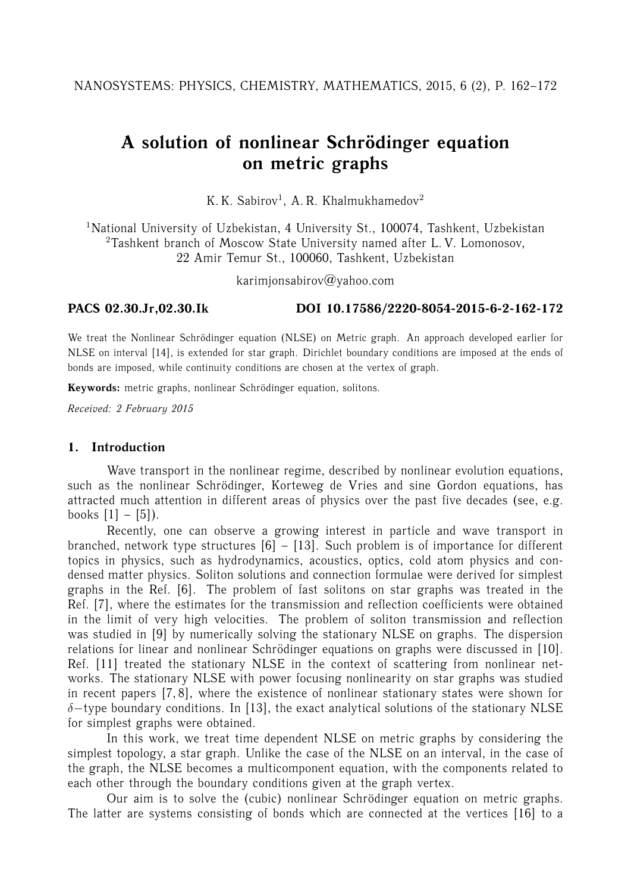# A solution of nonlinear Schrödinger equation on metric graphs

K. K. Sabirov[1], A. R. Khalmukhamedov[2]

[1]National University of Uzbekistan, 4 University St., 100074, Tashkent, Uzbekistan
[2]Tashkent branch of Moscow State University named after L. V. Lomonosov, 22 Amir Temur St., 100060, Tashkent, Uzbekistan

karimjonsabirov@yahoo.com

**PACS 02.30.Jr,02.30.Ik** **DOI 10.17586/2220-8054-2015-6-2-162-172**

We treat the Nonlinear Schrödinger equation (NLSE) on Metric graph. An approach developed earlier for NLSE on interval [14], is extended for star graph. Dirichlet boundary conditions are imposed at the ends of bonds are imposed, while continuity conditions are chosen at the vertex of graph.

**Keywords:** metric graphs, nonlinear Schrödinger equation, solitons.

*Received: 2 February 2015*

## 1. Introduction

Wave transport in the nonlinear regime, described by nonlinear evolution equations, such as the nonlinear Schrödinger, Korteweg de Vries and sine Gordon equations, has attracted much attention in different areas of physics over the past five decades (see, e.g. books [1] – [5]).

Recently, one can observe a growing interest in particle and wave transport in branched, network type structures [6] – [13]. Such problem is of importance for different topics in physics, such as hydrodynamics, acoustics, optics, cold atom physics and condensed matter physics. Soliton solutions and connection formulae were derived for simplest graphs in the Ref. [6]. The problem of fast solitons on star graphs was treated in the Ref. [7], where the estimates for the transmission and reflection coefficients were obtained in the limit of very high velocities. The problem of soliton transmission and reflection was studied in [9] by numerically solving the stationary NLSE on graphs. The dispersion relations for linear and nonlinear Schrödinger equations on graphs were discussed in [10]. Ref. [11] treated the stationary NLSE in the context of scattering from nonlinear networks. The stationary NLSE with power focusing nonlinearity on star graphs was studied in recent papers [7, 8], where the existence of nonlinear stationary states were shown for $\delta-$type boundary conditions. In [13], the exact analytical solutions of the stationary NLSE for simplest graphs were obtained.

In this work, we treat time dependent NLSE on metric graphs by considering the simplest topology, a star graph. Unlike the case of the NLSE on an interval, in the case of the graph, the NLSE becomes a multicomponent equation, with the components related to each other through the boundary conditions given at the graph vertex.

Our aim is to solve the (cubic) nonlinear Schrödinger equation on metric graphs. The latter are systems consisting of bonds which are connected at the vertices [16] to a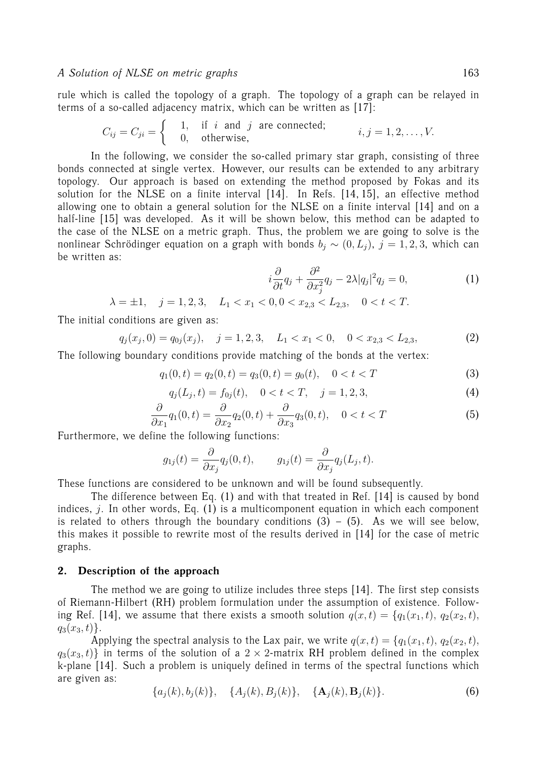rule which is called the topology of a graph. The topology of a graph can be relayed in terms of a so-called adjacency matrix, which can be written as [17]:

$$C_{ij} = C_{ji} = \begin{cases} 1, & \text{if } i \text{ and } j \text{ are connected;} \\ 0, & \text{otherwise,} \end{cases} \qquad i, j = 1, 2, \ldots, V.$$

In the following, we consider the so-called primary star graph, consisting of three bonds connected at single vertex. However, our results can be extended to any arbitrary topology. Our approach is based on extending the method proposed by Fokas and its solution for the NLSE on a finite interval [14]. In Refs. [14, 15], an effective method allowing one to obtain a general solution for the NLSE on a finite interval [14] and on a half-line [15] was developed. As it will be shown below, this method can be adapted to the case of the NLSE on a metric graph. Thus, the problem we are going to solve is the nonlinear Schrödinger equation on a graph with bonds $b_j \sim (0, L_j)$, $j = 1, 2, 3$, which can be written as:

$$i\frac{\partial}{\partial t}q_j + \frac{\partial^2}{\partial x_j^2}q_j - 2\lambda|q_j|^2 q_j = 0, \tag{1}$$

$$\lambda = \pm 1, \quad j = 1, 2, 3, \quad L_1 < x_1 < 0, 0 < x_{2,3} < L_{2,3}, \quad 0 < t < T.$$

The initial conditions are given as:

$$q_j(x_j, 0) = q_{0j}(x_j), \quad j = 1, 2, 3, \quad L_1 < x_1 < 0, \quad 0 < x_{2,3} < L_{2,3}, \tag{2}$$

The following boundary conditions provide matching of the bonds at the vertex:

$$q_1(0, t) = q_2(0, t) = q_3(0, t) = g_0(t), \quad 0 < t < T \tag{3}$$

$$q_j(L_j, t) = f_{0j}(t), \quad 0 < t < T, \quad j = 1, 2, 3, \tag{4}$$

$$\frac{\partial}{\partial x_1}q_1(0, t) = \frac{\partial}{\partial x_2}q_2(0, t) + \frac{\partial}{\partial x_3}q_3(0, t), \quad 0 < t < T \tag{5}$$

Furthermore, we define the following functions:

$$g_{1j}(t) = \frac{\partial}{\partial x_j}q_j(0, t), \qquad g_{1j}(t) = \frac{\partial}{\partial x_j}q_j(L_j, t).$$

These functions are considered to be unknown and will be found subsequently.

The difference between Eq. (1) and with that treated in Ref. [14] is caused by bond indices, $j$. In other words, Eq. (1) is a multicomponent equation in which each component is related to others through the boundary conditions (3) – (5). As we will see below, this makes it possible to rewrite most of the results derived in [14] for the case of metric graphs.

## 2. Description of the approach

The method we are going to utilize includes three steps [14]. The first step consists of Riemann-Hilbert (RH) problem formulation under the assumption of existence. Following Ref. [14], we assume that there exists a smooth solution $q(x, t) = \{q_1(x_1, t), q_2(x_2, t), q_3(x_3, t)\}$.

Applying the spectral analysis to the Lax pair, we write $q(x, t) = \{q_1(x_1, t), q_2(x_2, t), q_3(x_3, t)\}$ in terms of the solution of a $2 \times 2$-matrix RH problem defined in the complex k-plane [14]. Such a problem is uniquely defined in terms of the spectral functions which are given as:

$$\{a_j(k), b_j(k)\}, \quad \{A_j(k), B_j(k)\}, \quad \{\mathbf{A}_j(k), \mathbf{B}_j(k)\}. \tag{6}$$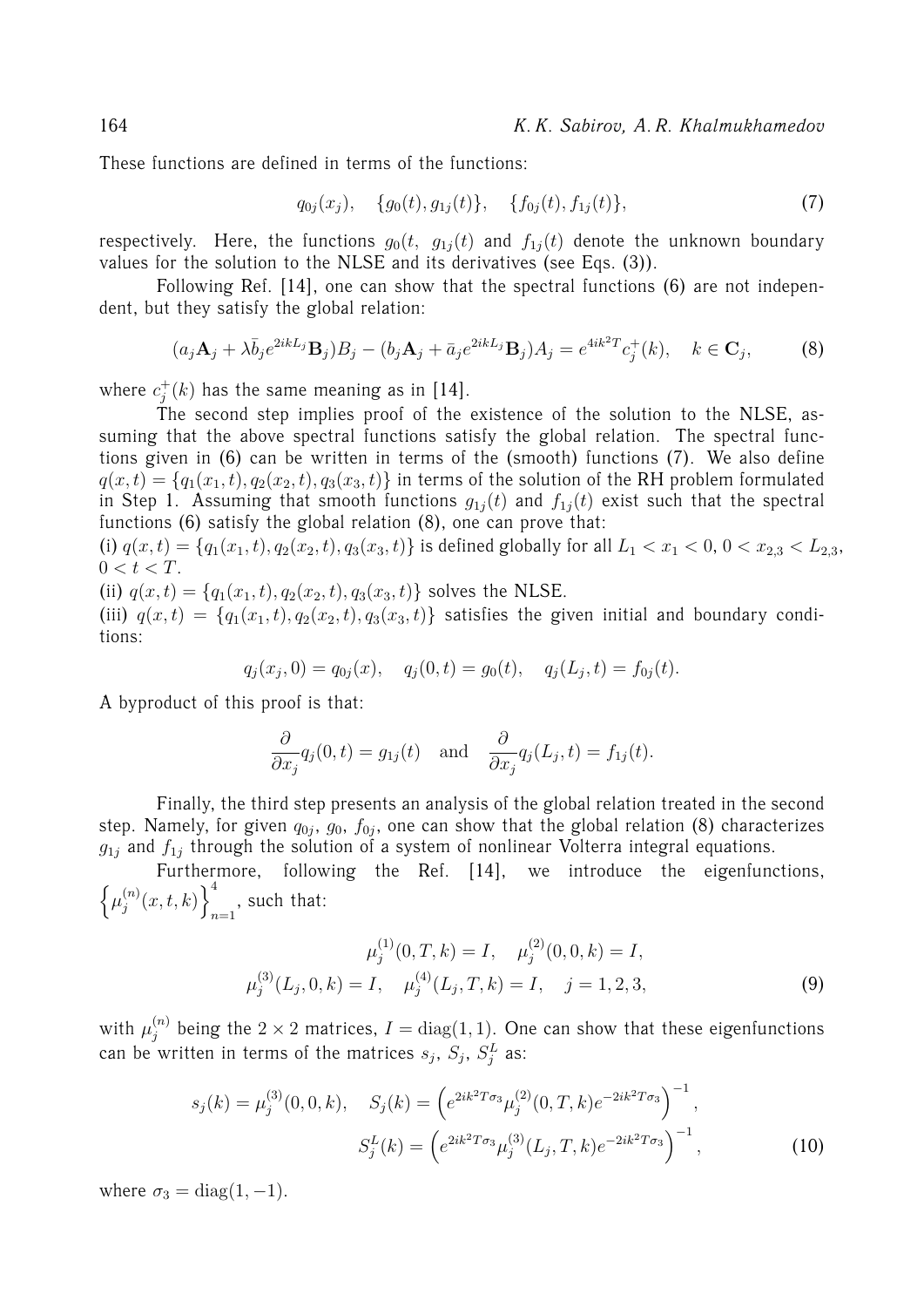These functions are defined in terms of the functions:

$$q_{0j}(x_j), \quad \{g_0(t), g_{1j}(t)\}, \quad \{f_{0j}(t), f_{1j}(t)\}, \tag{7}$$

respectively. Here, the functions $g_0(t,$ $g_{1j}(t)$ and $f_{1j}(t)$ denote the unknown boundary values for the solution to the NLSE and its derivatives (see Eqs. (3)).

Following Ref. [14], one can show that the spectral functions (6) are not independent, but they satisfy the global relation:

$$(a_j\mathbf{A}_j + \lambda\bar{b}_j e^{2ikL_j}\mathbf{B}_j)B_j - (b_j\mathbf{A}_j + \bar{a}_j e^{2ikL_j}\mathbf{B}_j)A_j = e^{4ik^2T}c_j^+(k), \quad k \in \mathbf{C}_j, \tag{8}$$

where $c_j^+(k)$ has the same meaning as in [14].

The second step implies proof of the existence of the solution to the NLSE, assuming that the above spectral functions satisfy the global relation. The spectral functions given in (6) can be written in terms of the (smooth) functions (7). We also define $q(x,t) = \{q_1(x_1,t), q_2(x_2,t), q_3(x_3,t)\}$ in terms of the solution of the RH problem formulated in Step 1. Assuming that smooth functions $g_{1j}(t)$ and $f_{1j}(t)$ exist such that the spectral functions (6) satisfy the global relation (8), one can prove that:

(i) $q(x,t) = \{q_1(x_1,t), q_2(x_2,t), q_3(x_3,t)\}$ is defined globally for all $L_1 < x_1 < 0$, $0 < x_{2,3} < L_{2,3}$, $0 < t < T$.

(ii) $q(x,t) = \{q_1(x_1,t), q_2(x_2,t), q_3(x_3,t)\}$ solves the NLSE.

(iii) $q(x,t) = \{q_1(x_1,t), q_2(x_2,t), q_3(x_3,t)\}$ satisfies the given initial and boundary conditions:

$$q_j(x_j, 0) = q_{0j}(x), \quad q_j(0,t) = g_0(t), \quad q_j(L_j,t) = f_{0j}(t).$$

A byproduct of this proof is that:

$$\frac{\partial}{\partial x_j}q_j(0,t) = g_{1j}(t) \quad \text{and} \quad \frac{\partial}{\partial x_j}q_j(L_j,t) = f_{1j}(t).$$

Finally, the third step presents an analysis of the global relation treated in the second step. Namely, for given $q_{0j}$, $g_0$, $f_{0j}$, one can show that the global relation (8) characterizes $g_{1j}$ and $f_{1j}$ through the solution of a system of nonlinear Volterra integral equations.

Furthermore, following the Ref. [14], we introduce the eigenfunctions, $\left\{\mu_j^{(n)}(x,t,k)\right\}_{n=1}^4$, such that:

$$\mu_j^{(1)}(0,T,k) = I, \quad \mu_j^{(2)}(0,0,k) = I,$$
$$\mu_j^{(3)}(L_j,0,k) = I, \quad \mu_j^{(4)}(L_j,T,k) = I, \quad j = 1,2,3, \tag{9}$$

with $\mu_j^{(n)}$ being the $2\times 2$ matrices, $I = \mathrm{diag}(1,1)$. One can show that these eigenfunctions can be written in terms of the matrices $s_j$, $S_j$, $S_j^L$ as:

$$s_j(k) = \mu_j^{(3)}(0,0,k), \quad S_j(k) = \left(e^{2ik^2T\sigma_3}\mu_j^{(2)}(0,T,k)e^{-2ik^2T\sigma_3}\right)^{-1},$$
$$S_j^L(k) = \left(e^{2ik^2T\sigma_3}\mu_j^{(3)}(L_j,T,k)e^{-2ik^2T\sigma_3}\right)^{-1}, \tag{10}$$

where $\sigma_3 = \mathrm{diag}(1,-1)$.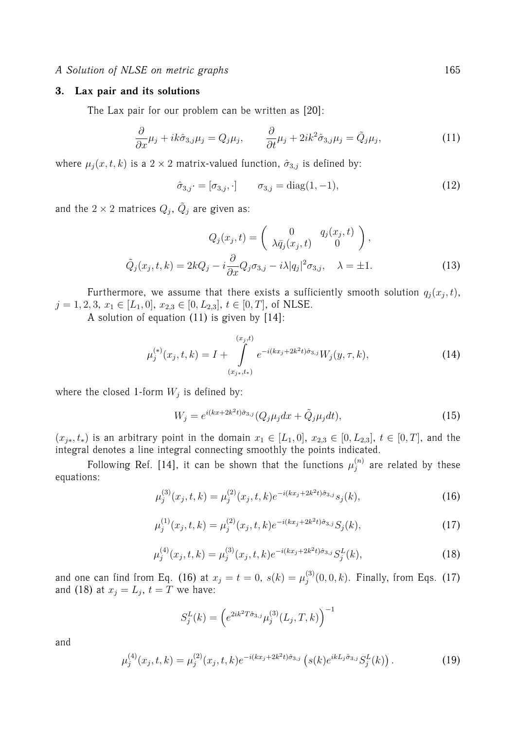### 3. Lax pair and its solutions

The Lax pair for our problem can be written as [20]:

$$\frac{\partial}{\partial x}\mu_j + ik\hat{\sigma}_{3,j}\mu_j = Q_j\mu_j, \qquad \frac{\partial}{\partial t}\mu_j + 2ik^2\hat{\sigma}_{3,j}\mu_j = \tilde{Q}_j\mu_j, \tag{11}$$

where $\mu_j(x,t,k)$ is a $2\times 2$ matrix-valued function, $\hat{\sigma}_{3,j}$ is defined by:

$$\hat{\sigma}_{3,j}\cdot = [\sigma_{3,j},\cdot] \qquad \sigma_{3,j} = \mathrm{diag}(1,-1), \tag{12}$$

and the $2\times 2$ matrices $Q_j$, $\tilde{Q}_j$ are given as:

$$Q_j(x_j,t) = \begin{pmatrix} 0 & q_j(x_j,t) \\ \lambda\bar{q}_j(x_j,t) & 0 \end{pmatrix},$$

$$\tilde{Q}_j(x_j,t,k) = 2kQ_j - i\frac{\partial}{\partial x}Q_j\sigma_{3,j} - i\lambda|q_j|^2\sigma_{3,j}, \quad \lambda = \pm 1. \tag{13}$$

Furthermore, we assume that there exists a sufficiently smooth solution $q_j(x_j,t)$, $j=1,2,3$, $x_1\in[L_1,0]$, $x_{2,3}\in[0,L_{2,3}]$, $t\in[0,T]$, of NLSE.

A solution of equation (11) is given by [14]:

$$\mu_j^{(*)}(x_j,t,k) = I + \int_{(x_{j*},t_*)}^{(x_j,t)} e^{-i(kx_j+2k^2t)\hat{\sigma}_{3,j}}W_j(y,\tau,k), \tag{14}$$

where the closed 1-form $W_j$ is defined by:

$$W_j = e^{i(kx+2k^2t)\hat{\sigma}_{3,j}}(Q_j\mu_j dx + \tilde{Q}_j\mu_j dt), \tag{15}$$

$(x_{j*},t_*)$ is an arbitrary point in the domain $x_1\in[L_1,0]$, $x_{2,3}\in[0,L_{2,3}]$, $t\in[0,T]$, and the integral denotes a line integral connecting smoothly the points indicated.

Following Ref. [14], it can be shown that the functions $\mu_j^{(n)}$ are related by these equations:

$$\mu_j^{(3)}(x_j,t,k) = \mu_j^{(2)}(x_j,t,k)e^{-i(kx_j+2k^2t)\hat{\sigma}_{3,j}}s_j(k), \tag{16}$$

$$\mu_j^{(1)}(x_j,t,k) = \mu_j^{(2)}(x_j,t,k)e^{-i(kx_j+2k^2t)\hat{\sigma}_{3,j}}S_j(k), \tag{17}$$

$$\mu_j^{(4)}(x_j,t,k) = \mu_j^{(3)}(x_j,t,k)e^{-i(kx_j+2k^2t)\hat{\sigma}_{3,j}}S_j^L(k), \tag{18}$$

and one can find from Eq. (16) at $x_j=t=0$, $s(k)=\mu_j^{(3)}(0,0,k)$. Finally, from Eqs. (17) and (18) at $x_j=L_j$, $t=T$ we have:

$$S_j^L(k) = \left(e^{2ik^2T\hat{\sigma}_{3,j}}\mu_j^{(3)}(L_j,T,k)\right)^{-1}$$

and

$$\mu_j^{(4)}(x_j,t,k) = \mu_j^{(2)}(x_j,t,k)e^{-i(kx_j+2k^2t)\hat{\sigma}_{3,j}}\left(s(k)e^{ikL_j\hat{\sigma}_{3,j}}S_j^L(k)\right). \tag{19}$$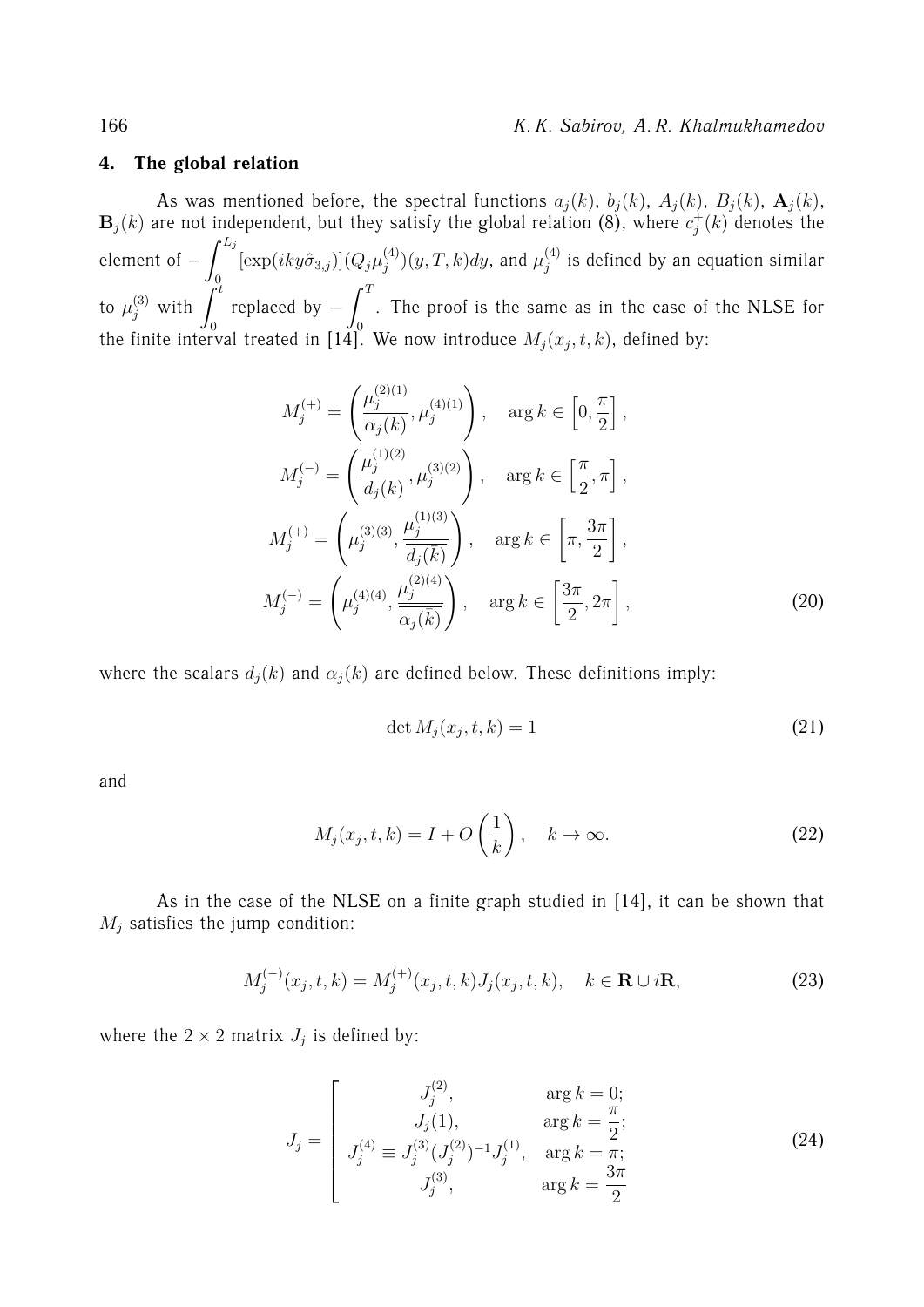## 4. The global relation

As was mentioned before, the spectral functions $a_j(k)$, $b_j(k)$, $A_j(k)$, $B_j(k)$, $\mathbf{A}_j(k)$, $\mathbf{B}_j(k)$ are not independent, but they satisfy the global relation (8), where $c_j^+(k)$ denotes the element of $-\int_0^{L_j}[\exp(iky\hat{\sigma}_{3,j})](Q_j\mu_j^{(4)})(y,T,k)dy$, and $\mu_j^{(4)}$ is defined by an equation similar to $\mu_j^{(3)}$ with $\int_0^t$ replaced by $-\int_0^T$. The proof is the same as in the case of the NLSE for the finite interval treated in [14]. We now introduce $M_j(x_j,t,k)$, defined by:

$$
\begin{aligned}
M_j^{(+)} &= \left(\frac{\mu_j^{(2)(1)}}{\alpha_j(k)}, \mu_j^{(4)(1)}\right), \quad \arg k \in \left[0, \frac{\pi}{2}\right], \\
M_j^{(-)} &= \left(\frac{\mu_j^{(1)(2)}}{d_j(k)}, \mu_j^{(3)(2)}\right), \quad \arg k \in \left[\frac{\pi}{2}, \pi\right], \\
M_j^{(+)} &= \left(\mu_j^{(3)(3)}, \frac{\mu_j^{(1)(3)}}{\overline{d_j(\bar{k})}}\right), \quad \arg k \in \left[\pi, \frac{3\pi}{2}\right], \\
M_j^{(-)} &= \left(\mu_j^{(4)(4)}, \frac{\mu_j^{(2)(4)}}{\overline{\alpha_j(\bar{k})}}\right), \quad \arg k \in \left[\frac{3\pi}{2}, 2\pi\right],
\end{aligned}
\tag{20}
$$

where the scalars $d_j(k)$ and $\alpha_j(k)$ are defined below. These definitions imply:

$$
\det M_j(x_j,t,k) = 1 \tag{21}
$$

and

$$
M_j(x_j,t,k) = I + O\left(\frac{1}{k}\right), \quad k \to \infty. \tag{22}
$$

As in the case of the NLSE on a finite graph studied in [14], it can be shown that $M_j$ satisfies the jump condition:

$$
M_j^{(-)}(x_j,t,k) = M_j^{(+)}(x_j,t,k)J_j(x_j,t,k), \quad k \in \mathbf{R} \cup i\mathbf{R}, \tag{23}
$$

where the $2 \times 2$ matrix $J_j$ is defined by:

$$
J_j = \left[
\begin{array}{cc}
J_j^{(2)}, & \arg k = 0; \\
J_j(1), & \arg k = \dfrac{\pi}{2}; \\
J_j^{(4)} \equiv J_j^{(3)}(J_j^{(2)})^{-1}J_j^{(1)}, & \arg k = \pi; \\
J_j^{(3)}, & \arg k = \dfrac{3\pi}{2}
\end{array}
\right.
\tag{24}
$$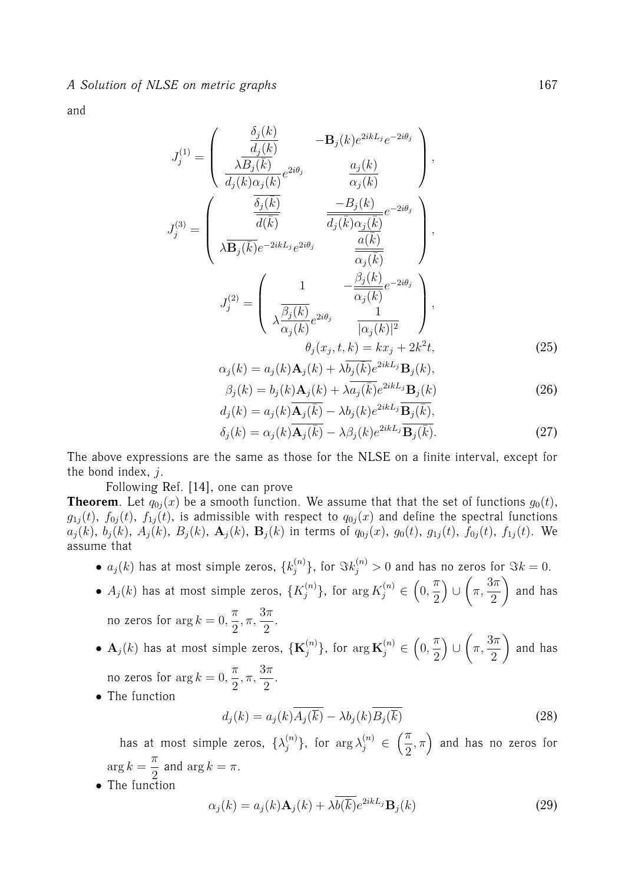and

$$
J_j^{(1)} = \begin{pmatrix} \dfrac{\delta_j(k)}{d_j(k)} & -\mathbf{B}_j(k)e^{2ikL_j}e^{-2i\theta_j} \\ \dfrac{\lambda\overline{B_j(\bar{k})}}{d_j(k)\alpha_j(k)}e^{2i\theta_j} & \dfrac{a_j(k)}{\alpha_j(k)} \end{pmatrix},
$$

$$
J_j^{(3)} = \begin{pmatrix} \dfrac{\overline{\delta_j(\bar{k})}}{\overline{d(\bar{k})}} & \dfrac{-B_j(k)}{\overline{d_j(\bar{k})\alpha_j(\bar{k})}}e^{-2i\theta_j} \\ \lambda\overline{\mathbf{B}_j(\bar{k})}e^{-2ikL_j}e^{2i\theta_j} & \dfrac{\overline{a(\bar{k})}}{\overline{\alpha_j(\bar{k})}} \end{pmatrix},
$$

$$
J_j^{(2)} = \begin{pmatrix} 1 & -\dfrac{\beta_j(k)}{\alpha_j(k)}e^{-2i\theta_j} \\ \lambda\dfrac{\overline{\beta_j(k)}}{\alpha_j(k)}e^{2i\theta_j} & \dfrac{1}{|\alpha_j(k)|^2} \end{pmatrix},
$$

$$
\theta_j(x_j, t, k) = kx_j + 2k^2 t, \tag{25}
$$

$$
\alpha_j(k) = a_j(k)\mathbf{A}_j(k) + \lambda\overline{b_j(\bar{k})}e^{2ikL_j}\mathbf{B}_j(k),
$$

$$
\beta_j(k) = b_j(k)\mathbf{A}_j(k) + \lambda\overline{a_j(\bar{k})}e^{2ikL_j}\mathbf{B}_j(k) \tag{26}
$$

$$
d_j(k) = a_j(k)\overline{\mathbf{A}_j(\bar{k})} - \lambda b_j(k)e^{2ikL_j}\overline{\mathbf{B}_j(\bar{k})},
$$

$$
\delta_j(k) = \alpha_j(k)\overline{\mathbf{A}_j(\bar{k})} - \lambda\beta_j(k)e^{2ikL_j}\overline{\mathbf{B}_j(\bar{k})}. \tag{27}
$$

The above expressions are the same as those for the NLSE on a finite interval, except for the bond index, $j$.

Following Ref. [14], one can prove

**Theorem**. Let $q_{0j}(x)$ be a smooth function. We assume that that the set of functions $g_0(t)$, $g_{1j}(t)$, $f_{0j}(t)$, $f_{1j}(t)$, is admissible with respect to $q_{0j}(x)$ and define the spectral functions $a_j(k)$, $b_j(k)$, $A_j(k)$, $B_j(k)$, $\mathbf{A}_j(k)$, $\mathbf{B}_j(k)$ in terms of $q_{0j}(x)$, $g_0(t)$, $g_{1j}(t)$, $f_{0j}(t)$, $f_{1j}(t)$. We assume that

- $a_j(k)$ has at most simple zeros, $\{k_j^{(n)}\}$, for $\Im k_j^{(n)} > 0$ and has no zeros for $\Im k = 0$.
- $A_j(k)$ has at most simple zeros, $\{K_j^{(n)}\}$, for $\arg K_j^{(n)} \in \left(0, \dfrac{\pi}{2}\right) \cup \left(\pi, \dfrac{3\pi}{2}\right)$ and has no zeros for $\arg k = 0, \dfrac{\pi}{2}, \pi, \dfrac{3\pi}{2}$.
- $\mathbf{A}_j(k)$ has at most simple zeros, $\{\mathbf{K}_j^{(n)}\}$, for $\arg \mathbf{K}_j^{(n)} \in \left(0, \dfrac{\pi}{2}\right) \cup \left(\pi, \dfrac{3\pi}{2}\right)$ and has no zeros for $\arg k = 0, \dfrac{\pi}{2}, \pi, \dfrac{3\pi}{2}$.
- The function

$$
d_j(k) = a_j(k)\overline{A_j(\bar{k})} - \lambda b_j(k)\overline{B_j(\bar{k})} \tag{28}
$$

  has at most simple zeros, $\{\lambda_j^{(n)}\}$, for $\arg \lambda_j^{(n)} \in \left(\dfrac{\pi}{2}, \pi\right)$ and has no zeros for $\arg k = \dfrac{\pi}{2}$ and $\arg k = \pi$.
- The function

$$
\alpha_j(k) = a_j(k)\mathbf{A}_j(k) + \lambda\overline{b(\bar{k})}e^{2ikL_j}\mathbf{B}_j(k) \tag{29}
$$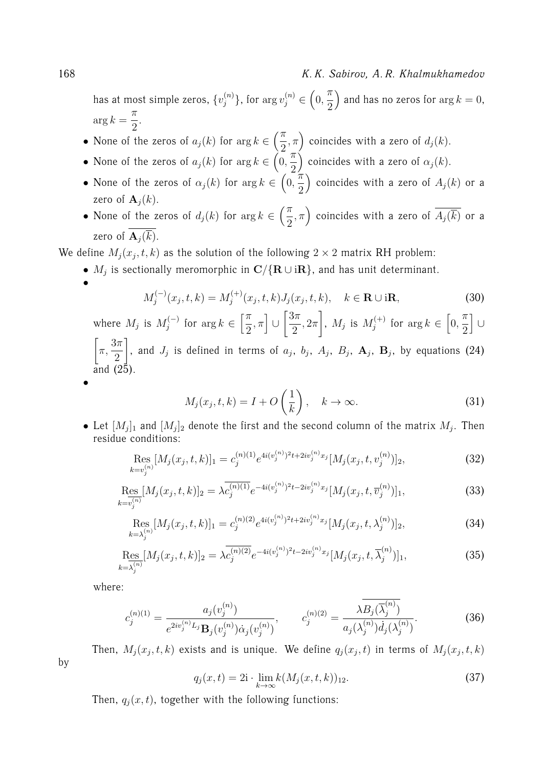has at most simple zeros, $\{v_j^{(n)}\}$, for $\arg v_j^{(n)} \in \left(0, \frac{\pi}{2}\right)$ and has no zeros for $\arg k = 0$, $\arg k = \frac{\pi}{2}$.

- None of the zeros of $a_j(k)$ for $\arg k \in \left(\frac{\pi}{2}, \pi\right)$ coincides with a zero of $d_j(k)$.
- None of the zeros of $a_j(k)$ for $\arg k \in \left(0, \frac{\pi}{2}\right)$ coincides with a zero of $\alpha_j(k)$.
- None of the zeros of $\alpha_j(k)$ for $\arg k \in \left(0, \frac{\pi}{2}\right)$ coincides with a zero of $A_j(k)$ or a zero of $\mathbf{A}_j(k)$.
- None of the zeros of $d_j(k)$ for $\arg k \in \left(\frac{\pi}{2}, \pi\right)$ coincides with a zero of $\overline{A_j(\overline{k})}$ or a zero of $\overline{\mathbf{A}_j(\overline{k})}$.

We define $M_j(x_j, t, k)$ as the solution of the following $2 \times 2$ matrix RH problem:

- $M_j$ is sectionally meromorphic in $\mathbf{C}/\{\mathbf{R} \cup \mathrm{i}\mathbf{R}\}$, and has unit determinant.
- $$M_j^{(-)}(x_j, t, k) = M_j^{(+)}(x_j, t, k) J_j(x_j, t, k), \quad k \in \mathbf{R} \cup \mathrm{i}\mathbf{R}, \tag{30}$$
  where $M_j$ is $M_j^{(-)}$ for $\arg k \in \left[\frac{\pi}{2}, \pi\right] \cup \left[\frac{3\pi}{2}, 2\pi\right]$, $M_j$ is $M_j^{(+)}$ for $\arg k \in \left[0, \frac{\pi}{2}\right] \cup \left[\pi, \frac{3\pi}{2}\right]$, and $J_j$ is defined in terms of $a_j$, $b_j$, $A_j$, $B_j$, $\mathbf{A}_j$, $\mathbf{B}_j$, by equations (24) and (25).
- $$M_j(x_j, t, k) = I + O\left(\frac{1}{k}\right), \quad k \to \infty. \tag{31}$$
- Let $[M_j]_1$ and $[M_j]_2$ denote the first and the second column of the matrix $M_j$. Then residue conditions:
  $$\operatorname*{Res}_{k=v_j^{(n)}} [M_j(x_j, t, k)]_1 = c_j^{(n)(1)} e^{4i(v_j^{(n)})^2 t + 2iv_j^{(n)} x_j} [M_j(x_j, t, v_j^{(n)})]_2, \tag{32}$$
  $$\operatorname*{Res}_{k=\overline{v_j^{(n)}}} [M_j(x_j, t, k)]_2 = \lambda \overline{c_j^{(n)(1)}} e^{-4i(v_j^{(n)})^2 t - 2iv_j^{(n)} x_j} [M_j(x_j, t, \overline{v}_j^{(n)})]_1, \tag{33}$$
  $$\operatorname*{Res}_{k=\lambda_j^{(n)}} [M_j(x_j, t, k)]_1 = c_j^{(n)(2)} e^{4i(v_j^{(n)})^2 t + 2iv_j^{(n)} x_j} [M_j(x_j, t, \lambda_j^{(n)})]_2, \tag{34}$$
  $$\operatorname*{Res}_{k=\overline{\lambda_j^{(n)}}} [M_j(x_j, t, k)]_2 = \lambda \overline{c_j^{(n)(2)}} e^{-4i(v_j^{(n)})^2 t - 2iv_j^{(n)} x_j} [M_j(x_j, t, \overline{\lambda}_j^{(n)})]_1, \tag{35}$$
  where:
  $$c_j^{(n)(1)} = \frac{a_j(v_j^{(n)})}{e^{2iv_j^{(n)} L_j} \mathbf{B}_j(v_j^{(n)}) \dot{\alpha}_j(v_j^{(n)})}, \qquad c_j^{(n)(2)} = \frac{\lambda \overline{B_j(\overline{\lambda}_j^{(n)})}}{a_j(\lambda_j^{(n)}) \dot{d}_j(\lambda_j^{(n)})}. \tag{36}$$

Then, $M_j(x_j, t, k)$ exists and is unique. We define $q_j(x_j, t)$ in terms of $M_j(x_j, t, k)$ by

$$q_j(x, t) = 2\mathrm{i} \cdot \lim_{k \to \infty} k (M_j(x, t, k))_{12}. \tag{37}$$

Then, $q_j(x, t)$, together with the following functions: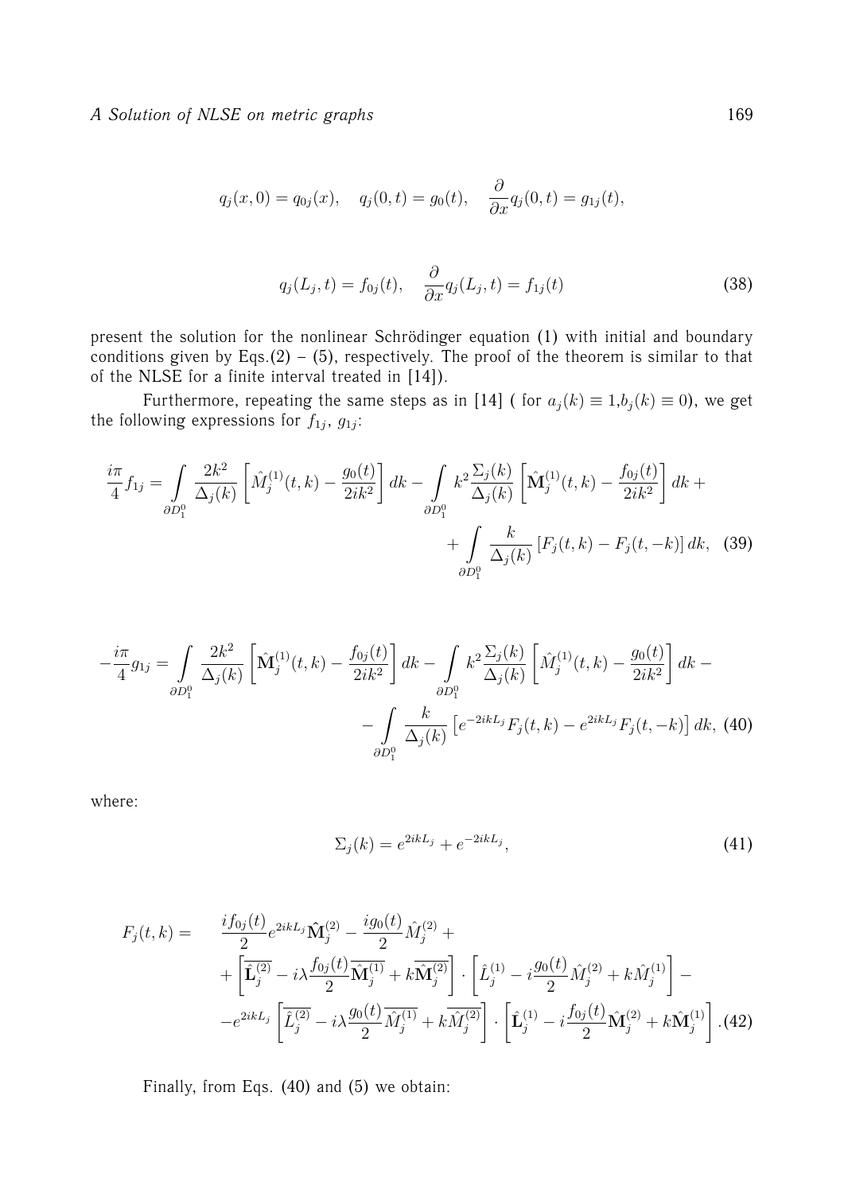$$q_j(x,0) = q_{0j}(x), \quad q_j(0,t) = g_0(t), \quad \frac{\partial}{\partial x} q_j(0,t) = g_{1j}(t),$$

$$q_j(L_j,t) = f_{0j}(t), \quad \frac{\partial}{\partial x} q_j(L_j,t) = f_{1j}(t) \tag{38}$$

present the solution for the nonlinear Schrödinger equation (1) with initial and boundary conditions given by Eqs.(2) – (5), respectively. The proof of the theorem is similar to that of the NLSE for a finite interval treated in [14]).

Furthermore, repeating the same steps as in [14] ( for $a_j(k) \equiv 1, b_j(k) \equiv 0$), we get the following expressions for $f_{1j}$, $g_{1j}$:

$$\frac{i\pi}{4} f_{1j} = \int\limits_{\partial D_1^0} \frac{2k^2}{\Delta_j(k)} \left[ \hat{M}_j^{(1)}(t,k) - \frac{g_0(t)}{2ik^2} \right] dk - \int\limits_{\partial D_1^0} k^2 \frac{\Sigma_j(k)}{\Delta_j(k)} \left[ \hat{\mathbf{M}}_j^{(1)}(t,k) - \frac{f_{0j}(t)}{2ik^2} \right] dk + \\ + \int\limits_{\partial D_1^0} \frac{k}{\Delta_j(k)} \left[ F_j(t,k) - F_j(t,-k) \right] dk, \tag{39}$$

$$-\frac{i\pi}{4} g_{1j} = \int\limits_{\partial D_1^0} \frac{2k^2}{\Delta_j(k)} \left[ \hat{\mathbf{M}}_j^{(1)}(t,k) - \frac{f_{0j}(t)}{2ik^2} \right] dk - \int\limits_{\partial D_1^0} k^2 \frac{\Sigma_j(k)}{\Delta_j(k)} \left[ \hat{M}_j^{(1)}(t,k) - \frac{g_0(t)}{2ik^2} \right] dk - \\ - \int\limits_{\partial D_1^0} \frac{k}{\Delta_j(k)} \left[ e^{-2ikL_j} F_j(t,k) - e^{2ikL_j} F_j(t,-k) \right] dk, \tag{40}$$

where:

$$\Sigma_j(k) = e^{2ikL_j} + e^{-2ikL_j}, \tag{41}$$

$$\begin{aligned} F_j(t,k) = \quad & \frac{if_{0j}(t)}{2} e^{2ikL_j} \hat{\mathbf{M}}_j^{(2)} - \frac{ig_0(t)}{2} \hat{M}_j^{(2)} + \\ & + \left[ \overline{\hat{\mathbf{L}}_j^{(2)}} - i\lambda \frac{f_{0j}(t)}{2} \overline{\hat{\mathbf{M}}_j^{(1)}} + k \overline{\hat{\mathbf{M}}_j^{(2)}} \right] \cdot \left[ \hat{L}_j^{(1)} - i \frac{g_0(t)}{2} \hat{M}_j^{(2)} + k \hat{M}_j^{(1)} \right] - \\ & - e^{2ikL_j} \left[ \overline{\hat{L}_j^{(2)}} - i\lambda \frac{g_0(t)}{2} \overline{\hat{M}_j^{(1)}} + k \overline{\hat{M}_j^{(2)}} \right] \cdot \left[ \hat{\mathbf{L}}_j^{(1)} - i \frac{f_{0j}(t)}{2} \hat{\mathbf{M}}_j^{(2)} + k \hat{\mathbf{M}}_j^{(1)} \right]. \end{aligned} \tag{42}$$

Finally, from Eqs. (40) and (5) we obtain: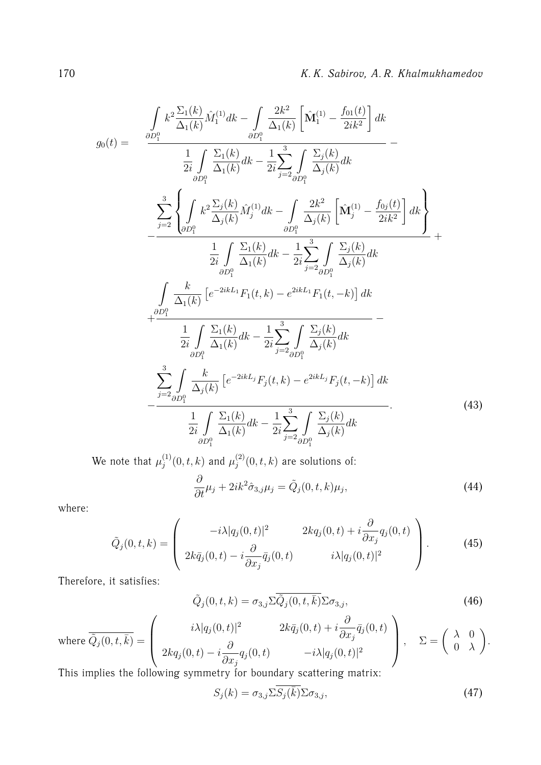$$g_0(t) = \frac{\int\limits_{\partial D_1^0} k^2 \frac{\Sigma_1(k)}{\Delta_1(k)} \hat{M}_1^{(1)} dk - \int\limits_{\partial D_1^0} \frac{2k^2}{\Delta_1(k)} \left[ \hat{\mathbf{M}}_1^{(1)} - \frac{f_{01}(t)}{2ik^2} \right] dk}{\frac{1}{2i} \int\limits_{\partial D_1^0} \frac{\Sigma_1(k)}{\Delta_1(k)} dk - \frac{1}{2i} \sum_{j=2}^{3} \int\limits_{\partial D_1^0} \frac{\Sigma_j(k)}{\Delta_j(k)} dk} -$$

$$- \frac{\sum_{j=2}^{3} \left\{ \int\limits_{\partial D_1^0} k^2 \frac{\Sigma_j(k)}{\Delta_j(k)} \hat{M}_j^{(1)} dk - \int\limits_{\partial D_1^0} \frac{2k^2}{\Delta_j(k)} \left[ \hat{\mathbf{M}}_j^{(1)} - \frac{f_{0j}(t)}{2ik^2} \right] dk \right\}}{\frac{1}{2i} \int\limits_{\partial D_1^0} \frac{\Sigma_1(k)}{\Delta_1(k)} dk - \frac{1}{2i} \sum_{j=2}^{3} \int\limits_{\partial D_1^0} \frac{\Sigma_j(k)}{\Delta_j(k)} dk} +$$

$$+ \frac{\int\limits_{\partial D_1^0} \frac{k}{\Delta_1(k)} \left[ e^{-2ikL_1} F_1(t,k) - e^{2ikL_1} F_1(t,-k) \right] dk}{\frac{1}{2i} \int\limits_{\partial D_1^0} \frac{\Sigma_1(k)}{\Delta_1(k)} dk - \frac{1}{2i} \sum_{j=2}^{3} \int\limits_{\partial D_1^0} \frac{\Sigma_j(k)}{\Delta_j(k)} dk} -$$

$$- \frac{\sum_{j=2}^{3} \int\limits_{\partial D_1^0} \frac{k}{\Delta_j(k)} \left[ e^{-2ikL_j} F_j(t,k) - e^{2ikL_j} F_j(t,-k) \right] dk}{\frac{1}{2i} \int\limits_{\partial D_1^0} \frac{\Sigma_1(k)}{\Delta_1(k)} dk - \frac{1}{2i} \sum_{j=2}^{3} \int\limits_{\partial D_1^0} \frac{\Sigma_j(k)}{\Delta_j(k)} dk}. \tag{43}$$

We note that $\mu_j^{(1)}(0,t,k)$ and $\mu_j^{(2)}(0,t,k)$ are solutions of:

$$\frac{\partial}{\partial t} \mu_j + 2ik^2 \hat{\sigma}_{3,j} \mu_j = \tilde{Q}_j(0,t,k) \mu_j, \tag{44}$$

where:

$$\tilde{Q}_j(0,t,k) = \begin{pmatrix} -i\lambda |q_j(0,t)|^2 & 2kq_j(0,t) + i\frac{\partial}{\partial x_j} q_j(0,t) \\ 2k\bar{q}_j(0,t) - i\frac{\partial}{\partial x_j} \bar{q}_j(0,t) & i\lambda |q_j(0,t)|^2 \end{pmatrix}. \tag{45}$$

Therefore, it satisfies:

$$\tilde{Q}_j(0,t,k) = \sigma_{3,j} \Sigma \overline{\tilde{Q}_j(0,t,\bar{k})} \Sigma \sigma_{3,j}, \tag{46}$$

where $\overline{\tilde{Q}_j(0,t,\bar{k})} = \begin{pmatrix} i\lambda |q_j(0,t)|^2 & 2k\bar{q}_j(0,t) + i\frac{\partial}{\partial x_j} \bar{q}_j(0,t) \\ 2kq_j(0,t) - i\frac{\partial}{\partial x_j} q_j(0,t) & -i\lambda |q_j(0,t)|^2 \end{pmatrix}, \quad \Sigma = \begin{pmatrix} \lambda & 0 \\ 0 & \lambda \end{pmatrix}.$

This implies the following symmetry for boundary scattering matrix:

$$S_j(k) = \sigma_{3,j} \Sigma \overline{S_j(\bar{k})} \Sigma \sigma_{3,j}, \tag{47}$$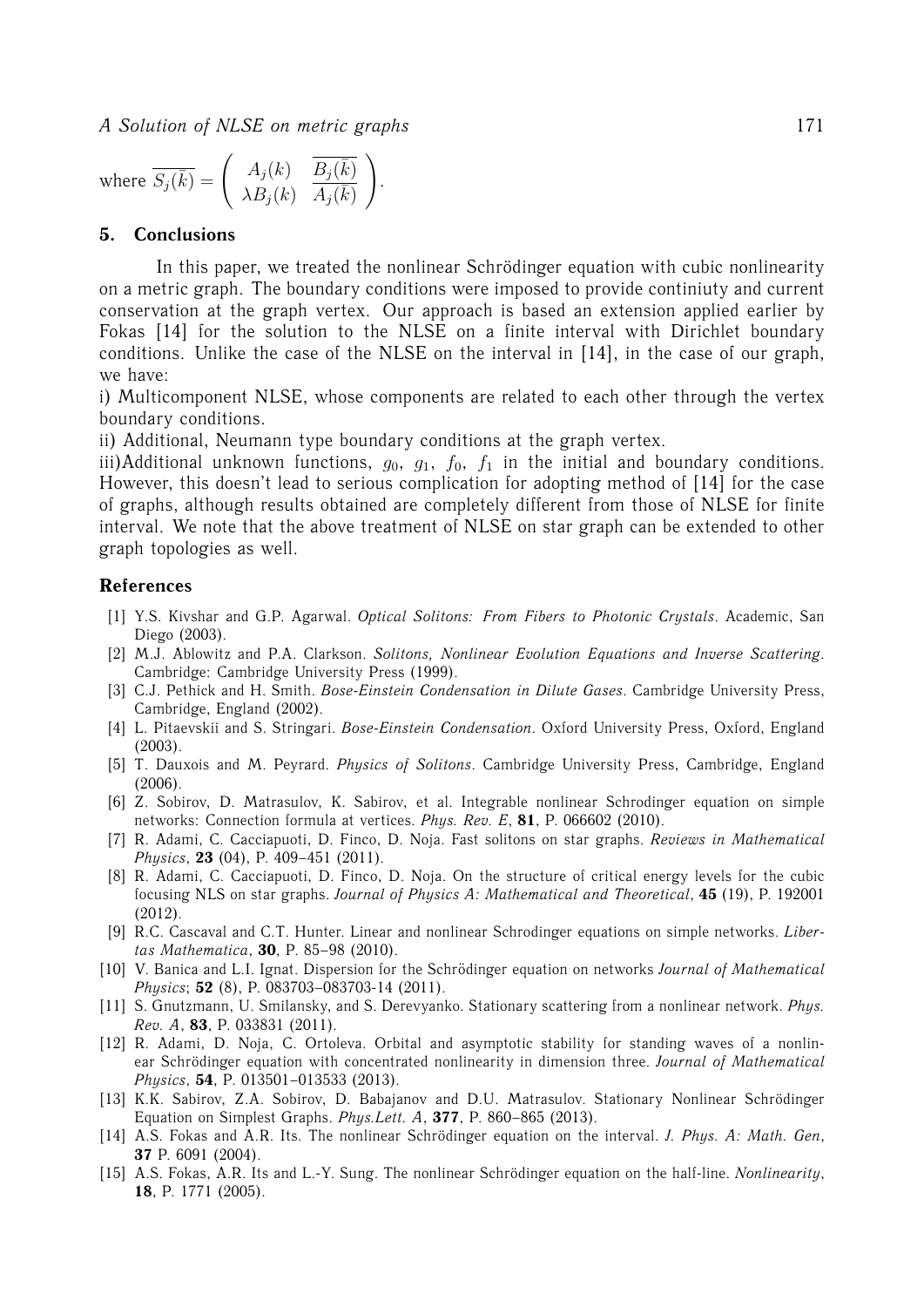where $\overline{S_j(\bar{k})} = \begin{pmatrix} A_j(k) & \overline{B_j(\bar{k})} \\ \lambda B_j(k) & \overline{A_j(\bar{k})} \end{pmatrix}$.

## 5. Conclusions

In this paper, we treated the nonlinear Schrödinger equation with cubic nonlinearity on a metric graph. The boundary conditions were imposed to provide continiuty and current conservation at the graph vertex. Our approach is based an extension applied earlier by Fokas [14] for the solution to the NLSE on a finite interval with Dirichlet boundary conditions. Unlike the case of the NLSE on the interval in [14], in the case of our graph, we have:

i) Multicomponent NLSE, whose components are related to each other through the vertex boundary conditions.

ii) Additional, Neumann type boundary conditions at the graph vertex.

iii)Additional unknown functions, $g_0$, $g_1$, $f_0$, $f_1$ in the initial and boundary conditions. However, this doesn't lead to serious complication for adopting method of [14] for the case of graphs, although results obtained are completely different from those of NLSE for finite interval. We note that the above treatment of NLSE on star graph can be extended to other graph topologies as well.

## References

[1] Y.S. Kivshar and G.P. Agarwal. *Optical Solitons: From Fibers to Photonic Crystals*. Academic, San Diego (2003).

[2] M.J. Ablowitz and P.A. Clarkson. *Solitons, Nonlinear Evolution Equations and Inverse Scattering*. Cambridge: Cambridge University Press (1999).

[3] C.J. Pethick and H. Smith. *Bose-Einstein Condensation in Dilute Gases*. Cambridge University Press, Cambridge, England (2002).

[4] L. Pitaevskii and S. Stringari. *Bose-Einstein Condensation*. Oxford University Press, Oxford, England (2003).

[5] T. Dauxois and M. Peyrard. *Physics of Solitons*. Cambridge University Press, Cambridge, England (2006).

[6] Z. Sobirov, D. Matrasulov, K. Sabirov, et al. Integrable nonlinear Schrodinger equation on simple networks: Connection formula at vertices. *Phys. Rev. E*, **81**, P. 066602 (2010).

[7] R. Adami, C. Cacciapuoti, D. Finco, D. Noja. Fast solitons on star graphs. *Reviews in Mathematical Physics*, **23** (04), P. 409–451 (2011).

[8] R. Adami, C. Cacciapuoti, D. Finco, D. Noja. On the structure of critical energy levels for the cubic focusing NLS on star graphs. *Journal of Physics A: Mathematical and Theoretical*, **45** (19), P. 192001 (2012).

[9] R.C. Cascaval and C.T. Hunter. Linear and nonlinear Schrodinger equations on simple networks. *Libertas Mathematica*, **30**, P. 85–98 (2010).

[10] V. Banica and L.I. Ignat. Dispersion for the Schrödinger equation on networks *Journal of Mathematical Physics*; **52** (8), P. 083703–083703-14 (2011).

[11] S. Gnutzmann, U. Smilansky, and S. Derevyanko. Stationary scattering from a nonlinear network. *Phys. Rev. A*, **83**, P. 033831 (2011).

[12] R. Adami, D. Noja, C. Ortoleva. Orbital and asymptotic stability for standing waves of a nonlinear Schrödinger equation with concentrated nonlinearity in dimension three. *Journal of Mathematical Physics*, **54**, P. 013501–013533 (2013).

[13] K.K. Sabirov, Z.A. Sobirov, D. Babajanov and D.U. Matrasulov. Stationary Nonlinear Schrödinger Equation on Simplest Graphs. *Phys.Lett. A*, **377**, P. 860–865 (2013).

[14] A.S. Fokas and A.R. Its. The nonlinear Schrödinger equation on the interval. *J. Phys. A: Math. Gen*, **37** P. 6091 (2004).

[15] A.S. Fokas, A.R. Its and L.-Y. Sung. The nonlinear Schrödinger equation on the half-line. *Nonlinearity*, **18**, P. 1771 (2005).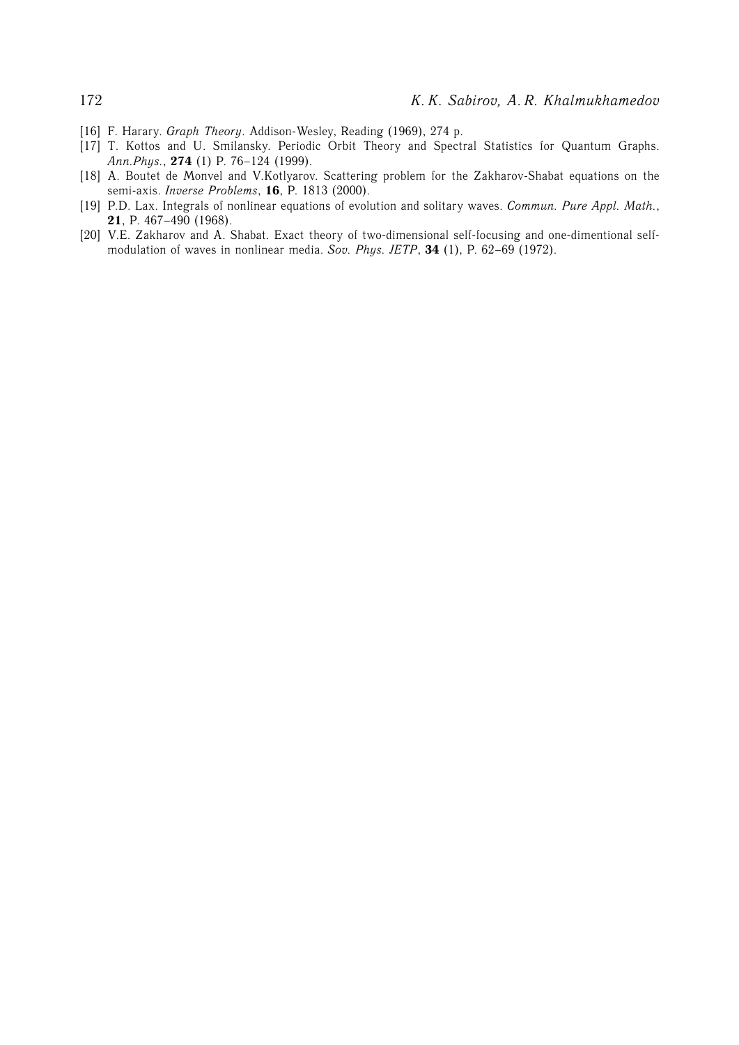[16] F. Harary. *Graph Theory*. Addison-Wesley, Reading (1969), 274 p.

[17] T. Kottos and U. Smilansky. Periodic Orbit Theory and Spectral Statistics for Quantum Graphs. *Ann.Phys.*, **274** (1) P. 76–124 (1999).

[18] A. Boutet de Monvel and V.Kotlyarov. Scattering problem for the Zakharov-Shabat equations on the semi-axis. *Inverse Problems*, **16**, P. 1813 (2000).

[19] P.D. Lax. Integrals of nonlinear equations of evolution and solitary waves. *Commun. Pure Appl. Math.*, **21**, P. 467–490 (1968).

[20] V.E. Zakharov and A. Shabat. Exact theory of two-dimensional self-focusing and one-dimentional self-modulation of waves in nonlinear media. *Sov. Phys. JETP*, **34** (1), P. 62–69 (1972).